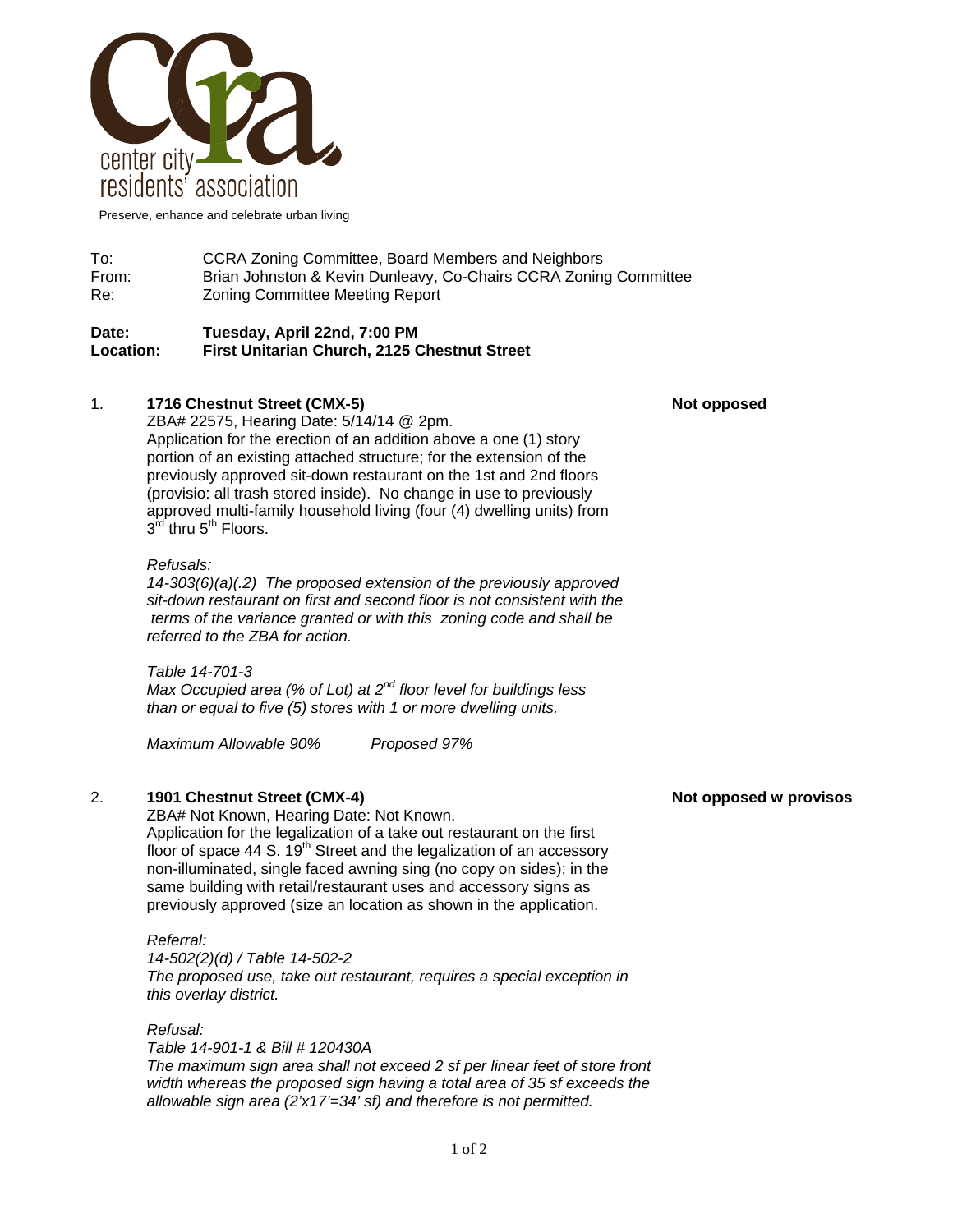center city residents' association

Preserve, enhance and celebrate urban living

To: CCRA Zoning Committee, Board Members and Neighbors
From: Brian Johnston & Kevin Dunleavy, Co-Chairs CCRA Zoning Committee
Re: Zoning Committee Meeting Report

**Date: Tuesday, April 22nd, 7:00 PM**
**Location: First Unitarian Church, 2125 Chestnut Street**

1. **1716 Chestnut Street (CMX-5)** — **Not opposed**

ZBA# 22575, Hearing Date: 5/14/14 @ 2pm.
Application for the erection of an addition above a one (1) story portion of an existing attached structure; for the extension of the previously approved sit-down restaurant on the 1st and 2nd floors (provisio: all trash stored inside). No change in use to previously approved multi-family household living (four (4) dwelling units) from 3rd thru 5th Floors.

*Refusals:*
*14-303(6)(a)(.2) The proposed extension of the previously approved sit-down restaurant on first and second floor is not consistent with the terms of the variance granted or with this zoning code and shall be referred to the ZBA for action.*

*Table 14-701-3*
*Max Occupied area (% of Lot) at 2nd floor level for buildings less than or equal to five (5) stores with 1 or more dwelling units.*

*Maximum Allowable 90%* *Proposed 97%*

2. **1901 Chestnut Street (CMX-4)** — **Not opposed w provisos**

ZBA# Not Known, Hearing Date: Not Known.
Application for the legalization of a take out restaurant on the first floor of space 44 S. 19th Street and the legalization of an accessory non-illuminated, single faced awning sing (no copy on sides); in the same building with retail/restaurant uses and accessory signs as previously approved (size an location as shown in the application.

*Referral:*
*14-502(2)(d) / Table 14-502-2*
*The proposed use, take out restaurant, requires a special exception in this overlay district.*

*Refusal:*
*Table 14-901-1 & Bill # 120430A*
*The maximum sign area shall not exceed 2 sf per linear feet of store front width whereas the proposed sign having a total area of 35 sf exceeds the allowable sign area (2'x17'=34' sf) and therefore is not permitted.*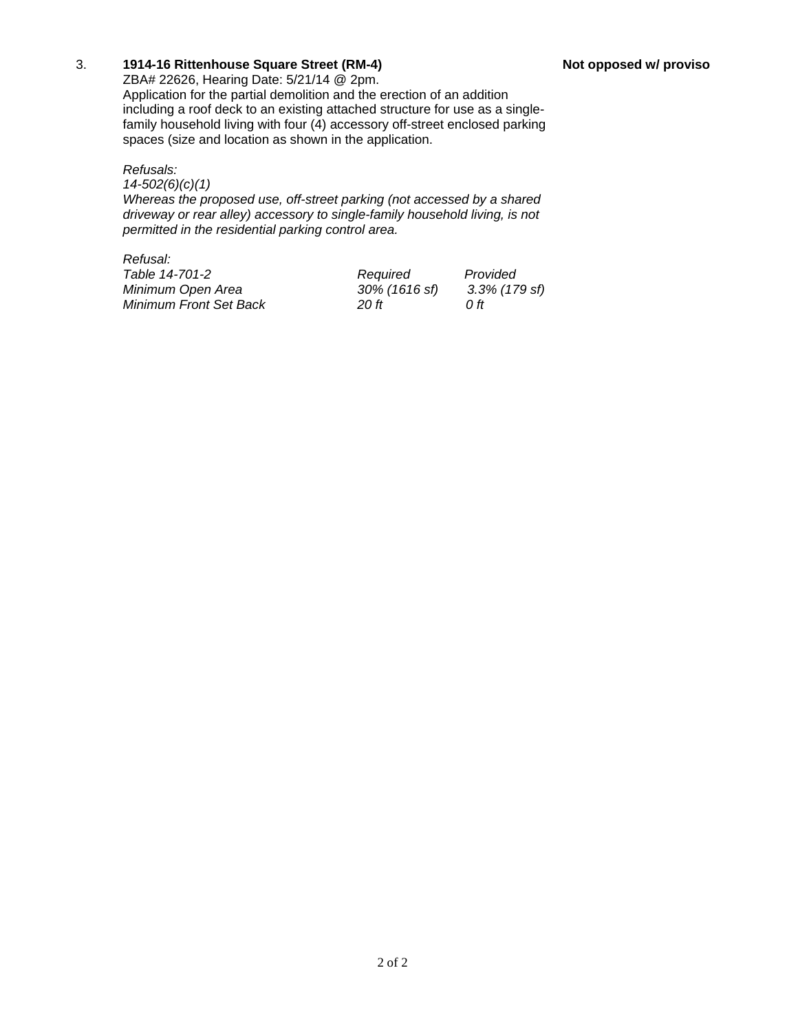3. **1914-16 Rittenhouse Square Street (RM-4)** **Not opposed w/ proviso**

ZBA# 22626, Hearing Date: 5/21/14 @ 2pm.
Application for the partial demolition and the erection of an addition including a roof deck to an existing attached structure for use as a single-family household living with four (4) accessory off-street enclosed parking spaces (size and location as shown in the application.

*Refusals:*
*14-502(6)(c)(1)*
*Whereas the proposed use, off-street parking (not accessed by a shared driveway or rear alley) accessory to single-family household living, is not permitted in the residential parking control area.*

*Refusal:*

| *Table 14-701-2* | *Required* | *Provided* |
|---|---|---|
| *Minimum Open Area* | *30% (1616 sf)* | *3.3% (179 sf)* |
| *Minimum Front Set Back* | *20 ft* | *0 ft* |